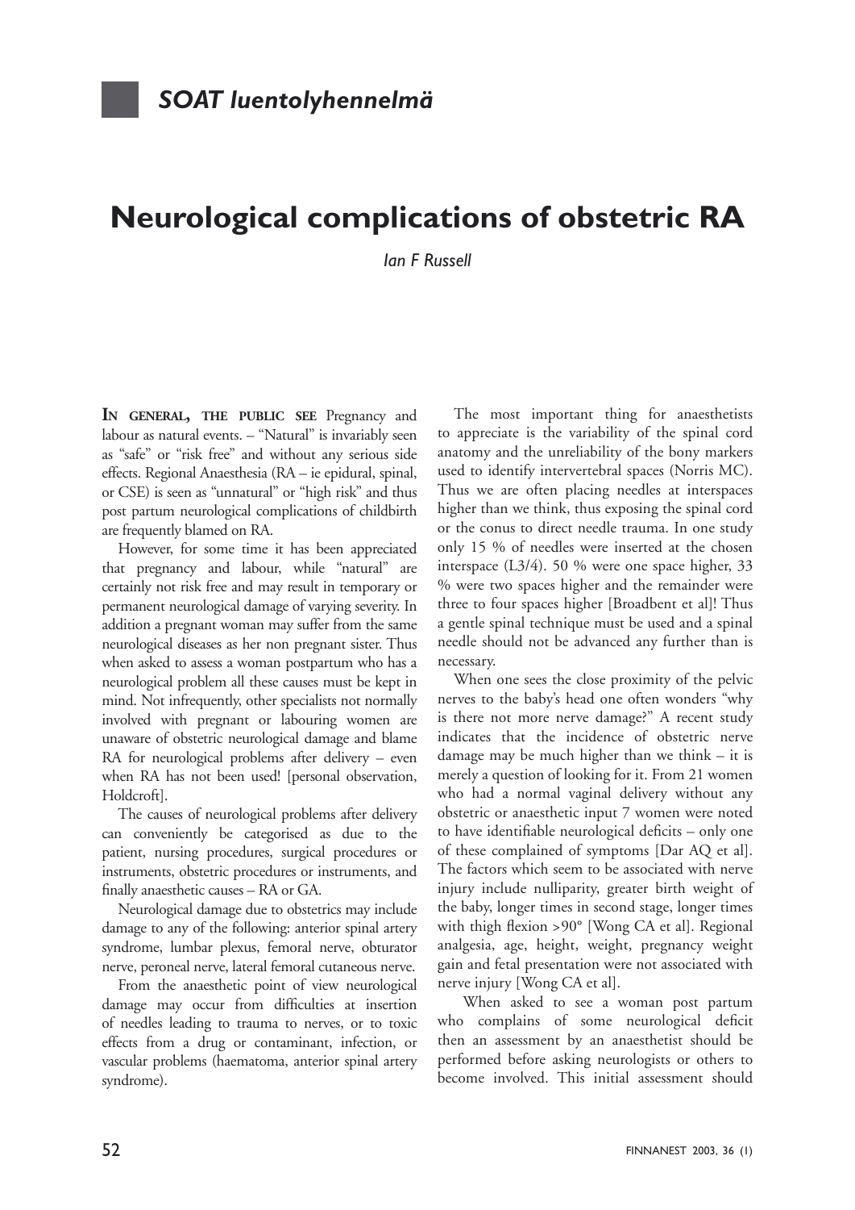## SOAT luentolyhennelmä

# Neurological complications of obstetric RA

*Ian F Russell*

**IN GENERAL, THE PUBLIC SEE** Pregnancy and labour as natural events. – "Natural" is invariably seen as "safe" or "risk free" and without any serious side effects. Regional Anaesthesia (RA – ie epidural, spinal, or CSE) is seen as "unnatural" or "high risk" and thus post partum neurological complications of childbirth are frequently blamed on RA.

However, for some time it has been appreciated that pregnancy and labour, while "natural" are certainly not risk free and may result in temporary or permanent neurological damage of varying severity. In addition a pregnant woman may suffer from the same neurological diseases as her non pregnant sister. Thus when asked to assess a woman postpartum who has a neurological problem all these causes must be kept in mind. Not infrequently, other specialists not normally involved with pregnant or labouring women are unaware of obstetric neurological damage and blame RA for neurological problems after delivery – even when RA has not been used! [personal observation, Holdcroft].

The causes of neurological problems after delivery can conveniently be categorised as due to the patient, nursing procedures, surgical procedures or instruments, obstetric procedures or instruments, and finally anaesthetic causes – RA or GA.

Neurological damage due to obstetrics may include damage to any of the following: anterior spinal artery syndrome, lumbar plexus, femoral nerve, obturator nerve, peroneal nerve, lateral femoral cutaneous nerve.

From the anaesthetic point of view neurological damage may occur from difficulties at insertion of needles leading to trauma to nerves, or to toxic effects from a drug or contaminant, infection, or vascular problems (haematoma, anterior spinal artery syndrome).

The most important thing for anaesthetists to appreciate is the variability of the spinal cord anatomy and the unreliability of the bony markers used to identify intervertebral spaces (Norris MC). Thus we are often placing needles at interspaces higher than we think, thus exposing the spinal cord or the conus to direct needle trauma. In one study only 15 % of needles were inserted at the chosen interspace (L3/4). 50 % were one space higher, 33 % were two spaces higher and the remainder were three to four spaces higher [Broadbent et al]! Thus a gentle spinal technique must be used and a spinal needle should not be advanced any further than is necessary.

When one sees the close proximity of the pelvic nerves to the baby's head one often wonders "why is there not more nerve damage?" A recent study indicates that the incidence of obstetric nerve damage may be much higher than we think – it is merely a question of looking for it. From 21 women who had a normal vaginal delivery without any obstetric or anaesthetic input 7 women were noted to have identifiable neurological deficits – only one of these complained of symptoms [Dar AQ et al]. The factors which seem to be associated with nerve injury include nulliparity, greater birth weight of the baby, longer times in second stage, longer times with thigh flexion >90° [Wong CA et al]. Regional analgesia, age, height, weight, pregnancy weight gain and fetal presentation were not associated with nerve injury [Wong CA et al].

When asked to see a woman post partum who complains of some neurological deficit then an assessment by an anaesthetist should be performed before asking neurologists or others to become involved. This initial assessment should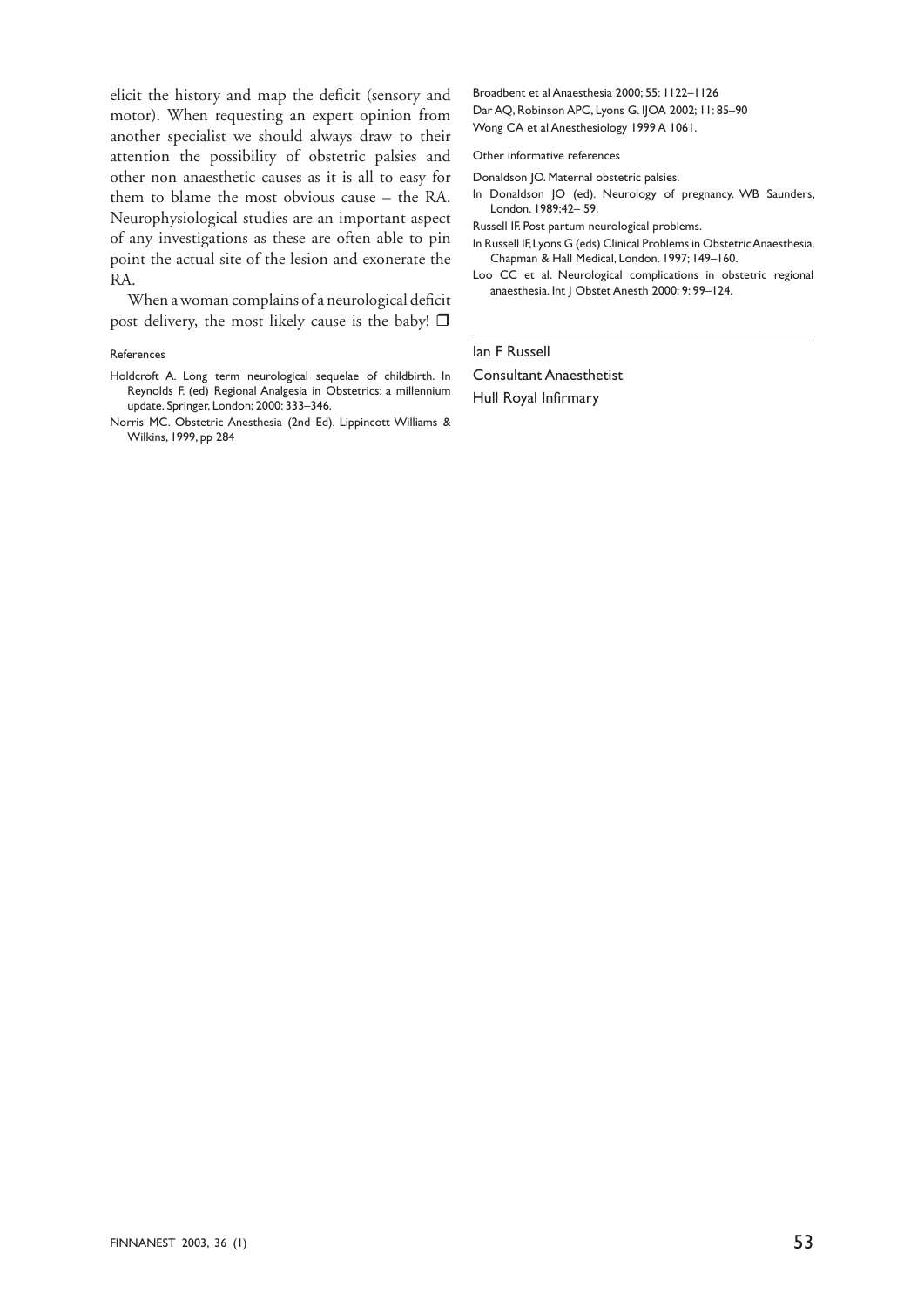elicit the history and map the deficit (sensory and motor). When requesting an expert opinion from another specialist we should always draw to their attention the possibility of obstetric palsies and other non anaesthetic causes as it is all to easy for them to blame the most obvious cause – the RA. Neurophysiological studies are an important aspect of any investigations as these are often able to pin point the actual site of the lesion and exonerate the RA.

When a woman complains of a neurological deficit post delivery, the most likely cause is the baby! ❐

References

Holdcroft A. Long term neurological sequelae of childbirth. In Reynolds F. (ed) Regional Analgesia in Obstetrics: a millennium update. Springer, London; 2000: 333–346.

Norris MC. Obstetric Anesthesia (2nd Ed). Lippincott Williams & Wilkins, 1999, pp 284

Broadbent et al Anaesthesia 2000; 55: 1122–1126

Dar AQ, Robinson APC, Lyons G. IJOA 2002; 11: 85–90

Wong CA et al Anesthesiology 1999 A 1061.

Other informative references

Donaldson JO. Maternal obstetric palsies.

In Donaldson JO (ed). Neurology of pregnancy. WB Saunders, London. 1989;42– 59.

Russell IF. Post partum neurological problems.

In Russell IF, Lyons G (eds) Clinical Problems in Obstetric Anaesthesia. Chapman & Hall Medical, London. 1997; 149–160.

Loo CC et al. Neurological complications in obstetric regional anaesthesia. Int J Obstet Anesth 2000; 9: 99–124.

---

Ian F Russell

Consultant Anaesthetist

Hull Royal Infirmary